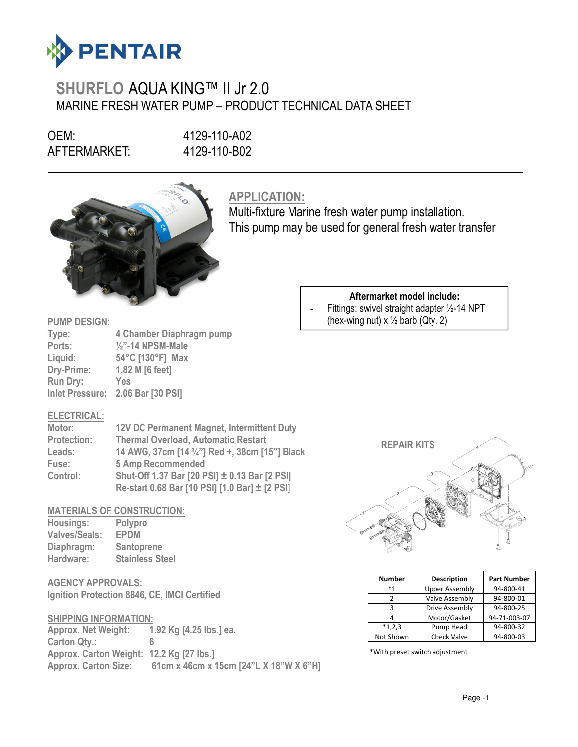# SHURFLO AQUA KING™ II Jr 2.0

## MARINE FRESH WATER PUMP – PRODUCT TECHNICAL DATA SHEET

OEM: 4129-110-A02
AFTERMARKET: 4129-110-B02

## APPLICATION:

Multi-fixture Marine fresh water pump installation.
This pump may be used for general fresh water transfer

**Aftermarket model include:**

- Fittings: swivel straight adapter ½-14 NPT (hex-wing nut) x ½ barb (Qty. 2)

## PUMP DESIGN:

**Type:** 4 Chamber Diaphragm pump
**Ports:** ½"-14 NPSM-Male
**Liquid:** 54°C [130°F] Max
**Dry-Prime:** 1.82 M [6 feet]
**Run Dry:** Yes
**Inlet Pressure:** 2.06 Bar [30 PSI]

## ELECTRICAL:

**Motor:** 12V DC Permanent Magnet, Intermittent Duty
**Protection:** Thermal Overload, Automatic Restart
**Leads:** 14 AWG, 37cm [14 ¾"] Red +, 38cm [15"] Black
**Fuse:** 5 Amp Recommended
**Control:** Shut-Off 1.37 Bar [20 PSI] ± 0.13 Bar [2 PSI]
Re-start 0.68 Bar [10 PSI] [1.0 Bar] ± [2 PSI]

## MATERIALS OF CONSTRUCTION:

**Housings:** Polypro
**Valves/Seals:** EPDM
**Diaphragm:** Santoprene
**Hardware:** Stainless Steel

## AGENCY APPROVALS:

Ignition Protection 8846, CE, IMCI Certified

## SHIPPING INFORMATION:

**Approx. Net Weight:** 1.92 Kg [4.25 lbs.] ea.
**Carton Qty.:** 6
**Approx. Carton Weight:** 12.2 Kg [27 lbs.]
**Approx. Carton Size:** 61cm x 46cm x 15cm [24"L X 18"W X 6"H]

## REPAIR KITS

| Number | Description | Part Number |
|---|---|---|
| *1 | Upper Assembly | 94-800-41 |
| 2 | Valve Assembly | 94-800-01 |
| 3 | Drive Assembly | 94-800-25 |
| 4 | Motor/Gasket | 94-71-003-07 |
| *1,2,3 | Pump Head | 94-800-32 |
| Not Shown | Check Valve | 94-800-03 |

*With preset switch adjustment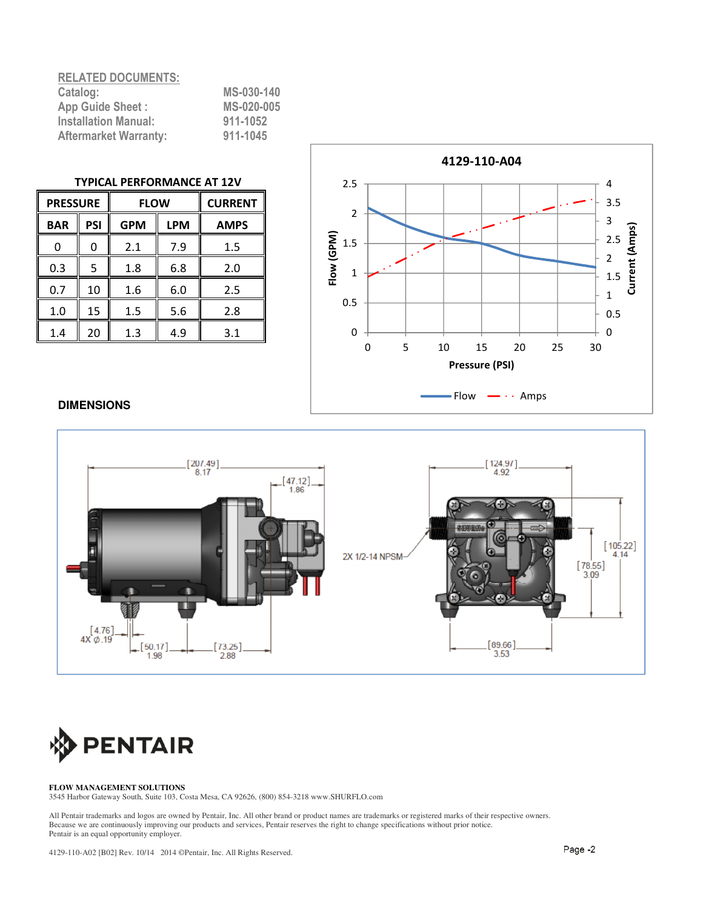**RELATED DOCUMENTS:**

Catalog: MS-030-140
App Guide Sheet : MS-020-005
Installation Manual: 911-1052
Aftermarket Warranty: 911-1045

**TYPICAL PERFORMANCE AT 12V**

| PRESSURE | | FLOW | | CURRENT |
|---|---|---|---|---|
| BAR | PSI | GPM | LPM | AMPS |
| 0 | 0 | 2.1 | 7.9 | 1.5 |
| 0.3 | 5 | 1.8 | 6.8 | 2.0 |
| 0.7 | 10 | 1.6 | 6.0 | 2.5 |
| 1.0 | 15 | 1.5 | 5.6 | 2.8 |
| 1.4 | 20 | 1.3 | 4.9 | 3.1 |

4129-110-A04

Flow (GPM): 0, 0.5, 1, 1.5, 2, 2.5

Current (Amps): 0, 0.5, 1, 1.5, 2, 2.5, 3, 3.5, 4

Pressure (PSI): 0, 5, 10, 15, 20, 25, 30

Flow — Amps

## DIMENSIONS

[207.49] 8.17

[47.12] 1.86

[4.76] 4X ϕ.19

[50.17] 1.98

[73.25] 2.88

2X 1/2-14 NPSM

[124.97] 4.92

[105.22] 4.14

[78.55] 3.09

[89.66] 3.53

PENTAIR

**FLOW MANAGEMENT SOLUTIONS**
3545 Harbor Gateway South, Suite 103, Costa Mesa, CA 92626, (800) 854-3218 www.SHURFLO.com

All Pentair trademarks and logos are owned by Pentair, Inc. All other brand or product names are trademarks or registered marks of their respective owners.
Because we are continuously improving our products and services, Pentair reserves the right to change specifications without prior notice.
Pentair is an equal opportunity employer.

4129-110-A02 [B02] Rev. 10/14 2014 ©Pentair, Inc. All Rights Reserved.